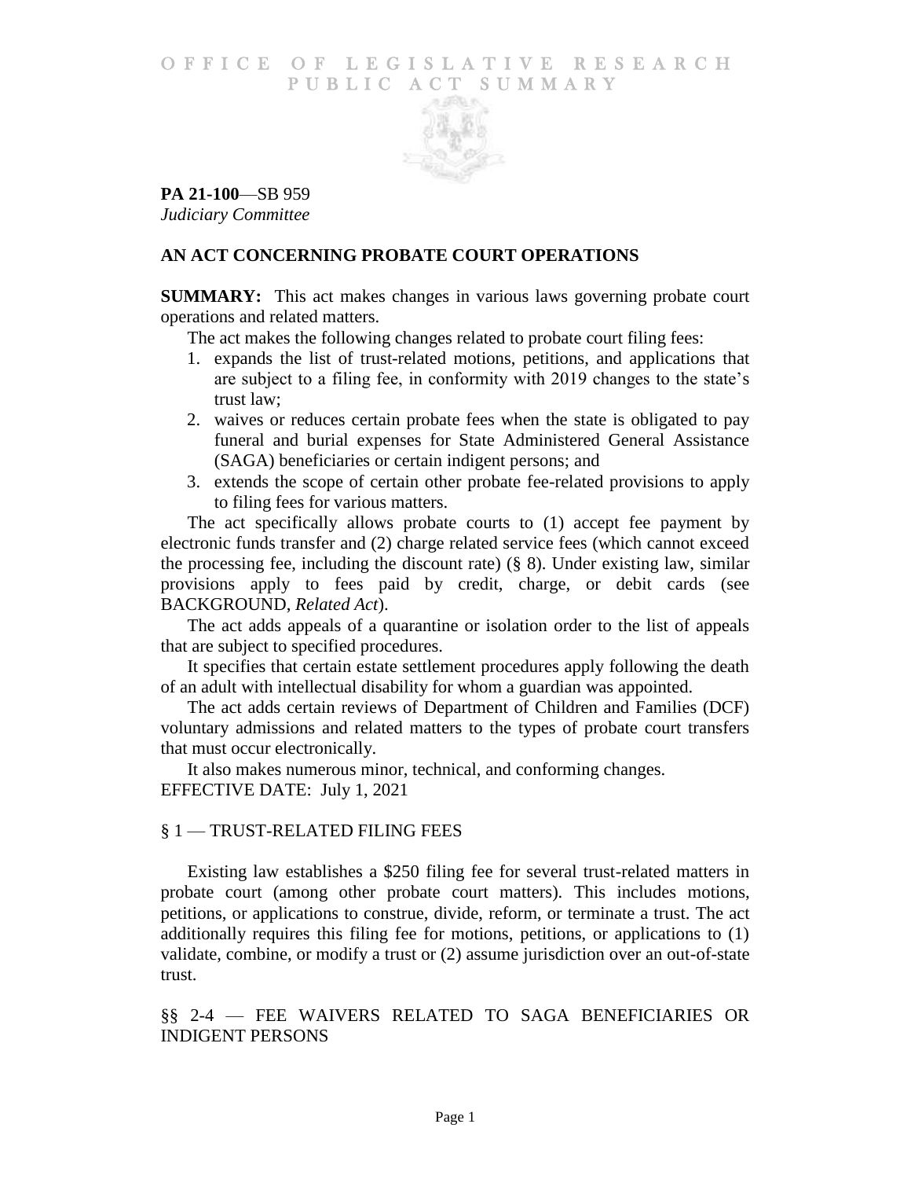# OFFICE OF LEGISLATIVE RESEARCH
## PUBLIC ACT SUMMARY

**PA 21-100**—SB 959
*Judiciary Committee*

### AN ACT CONCERNING PROBATE COURT OPERATIONS

**SUMMARY:** This act makes changes in various laws governing probate court operations and related matters.

The act makes the following changes related to probate court filing fees:

1. expands the list of trust-related motions, petitions, and applications that are subject to a filing fee, in conformity with 2019 changes to the state's trust law;
2. waives or reduces certain probate fees when the state is obligated to pay funeral and burial expenses for State Administered General Assistance (SAGA) beneficiaries or certain indigent persons; and
3. extends the scope of certain other probate fee-related provisions to apply to filing fees for various matters.

The act specifically allows probate courts to (1) accept fee payment by electronic funds transfer and (2) charge related service fees (which cannot exceed the processing fee, including the discount rate) (§ 8). Under existing law, similar provisions apply to fees paid by credit, charge, or debit cards (see BACKGROUND, *Related Act*).

The act adds appeals of a quarantine or isolation order to the list of appeals that are subject to specified procedures.

It specifies that certain estate settlement procedures apply following the death of an adult with intellectual disability for whom a guardian was appointed.

The act adds certain reviews of Department of Children and Families (DCF) voluntary admissions and related matters to the types of probate court transfers that must occur electronically.

It also makes numerous minor, technical, and conforming changes.

EFFECTIVE DATE: July 1, 2021

### § 1 — TRUST-RELATED FILING FEES

Existing law establishes a $250 filing fee for several trust-related matters in probate court (among other probate court matters). This includes motions, petitions, or applications to construe, divide, reform, or terminate a trust. The act additionally requires this filing fee for motions, petitions, or applications to (1) validate, combine, or modify a trust or (2) assume jurisdiction over an out-of-state trust.

### §§ 2-4 — FEE WAIVERS RELATED TO SAGA BENEFICIARIES OR INDIGENT PERSONS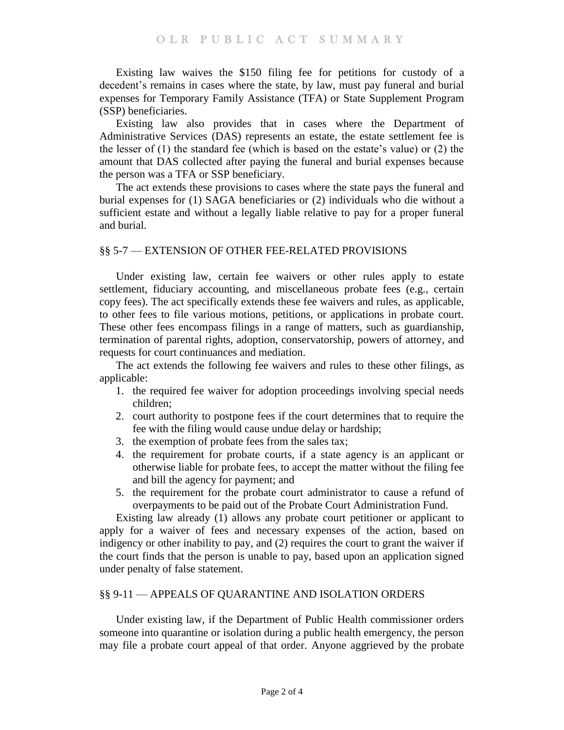Existing law waives the $150 filing fee for petitions for custody of a decedent's remains in cases where the state, by law, must pay funeral and burial expenses for Temporary Family Assistance (TFA) or State Supplement Program (SSP) beneficiaries.

Existing law also provides that in cases where the Department of Administrative Services (DAS) represents an estate, the estate settlement fee is the lesser of (1) the standard fee (which is based on the estate's value) or (2) the amount that DAS collected after paying the funeral and burial expenses because the person was a TFA or SSP beneficiary.

The act extends these provisions to cases where the state pays the funeral and burial expenses for (1) SAGA beneficiaries or (2) individuals who die without a sufficient estate and without a legally liable relative to pay for a proper funeral and burial.

## §§ 5-7 — EXTENSION OF OTHER FEE-RELATED PROVISIONS

Under existing law, certain fee waivers or other rules apply to estate settlement, fiduciary accounting, and miscellaneous probate fees (e.g., certain copy fees). The act specifically extends these fee waivers and rules, as applicable, to other fees to file various motions, petitions, or applications in probate court. These other fees encompass filings in a range of matters, such as guardianship, termination of parental rights, adoption, conservatorship, powers of attorney, and requests for court continuances and mediation.

The act extends the following fee waivers and rules to these other filings, as applicable:

1. the required fee waiver for adoption proceedings involving special needs children;
2. court authority to postpone fees if the court determines that to require the fee with the filing would cause undue delay or hardship;
3. the exemption of probate fees from the sales tax;
4. the requirement for probate courts, if a state agency is an applicant or otherwise liable for probate fees, to accept the matter without the filing fee and bill the agency for payment; and
5. the requirement for the probate court administrator to cause a refund of overpayments to be paid out of the Probate Court Administration Fund.

Existing law already (1) allows any probate court petitioner or applicant to apply for a waiver of fees and necessary expenses of the action, based on indigency or other inability to pay, and (2) requires the court to grant the waiver if the court finds that the person is unable to pay, based upon an application signed under penalty of false statement.

## §§ 9-11 — APPEALS OF QUARANTINE AND ISOLATION ORDERS

Under existing law, if the Department of Public Health commissioner orders someone into quarantine or isolation during a public health emergency, the person may file a probate court appeal of that order. Anyone aggrieved by the probate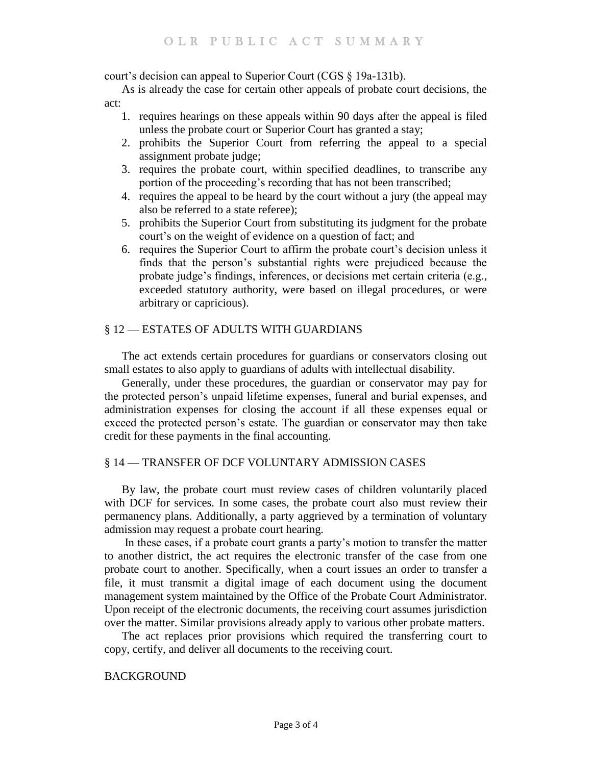court's decision can appeal to Superior Court (CGS § 19a-131b).

As is already the case for certain other appeals of probate court decisions, the act:

1. requires hearings on these appeals within 90 days after the appeal is filed unless the probate court or Superior Court has granted a stay;
2. prohibits the Superior Court from referring the appeal to a special assignment probate judge;
3. requires the probate court, within specified deadlines, to transcribe any portion of the proceeding's recording that has not been transcribed;
4. requires the appeal to be heard by the court without a jury (the appeal may also be referred to a state referee);
5. prohibits the Superior Court from substituting its judgment for the probate court's on the weight of evidence on a question of fact; and
6. requires the Superior Court to affirm the probate court's decision unless it finds that the person's substantial rights were prejudiced because the probate judge's findings, inferences, or decisions met certain criteria (e.g., exceeded statutory authority, were based on illegal procedures, or were arbitrary or capricious).

## § 12 — ESTATES OF ADULTS WITH GUARDIANS

The act extends certain procedures for guardians or conservators closing out small estates to also apply to guardians of adults with intellectual disability.

Generally, under these procedures, the guardian or conservator may pay for the protected person's unpaid lifetime expenses, funeral and burial expenses, and administration expenses for closing the account if all these expenses equal or exceed the protected person's estate. The guardian or conservator may then take credit for these payments in the final accounting.

## § 14 — TRANSFER OF DCF VOLUNTARY ADMISSION CASES

By law, the probate court must review cases of children voluntarily placed with DCF for services. In some cases, the probate court also must review their permanency plans. Additionally, a party aggrieved by a termination of voluntary admission may request a probate court hearing.

In these cases, if a probate court grants a party's motion to transfer the matter to another district, the act requires the electronic transfer of the case from one probate court to another. Specifically, when a court issues an order to transfer a file, it must transmit a digital image of each document using the document management system maintained by the Office of the Probate Court Administrator. Upon receipt of the electronic documents, the receiving court assumes jurisdiction over the matter. Similar provisions already apply to various other probate matters.

The act replaces prior provisions which required the transferring court to copy, certify, and deliver all documents to the receiving court.

## BACKGROUND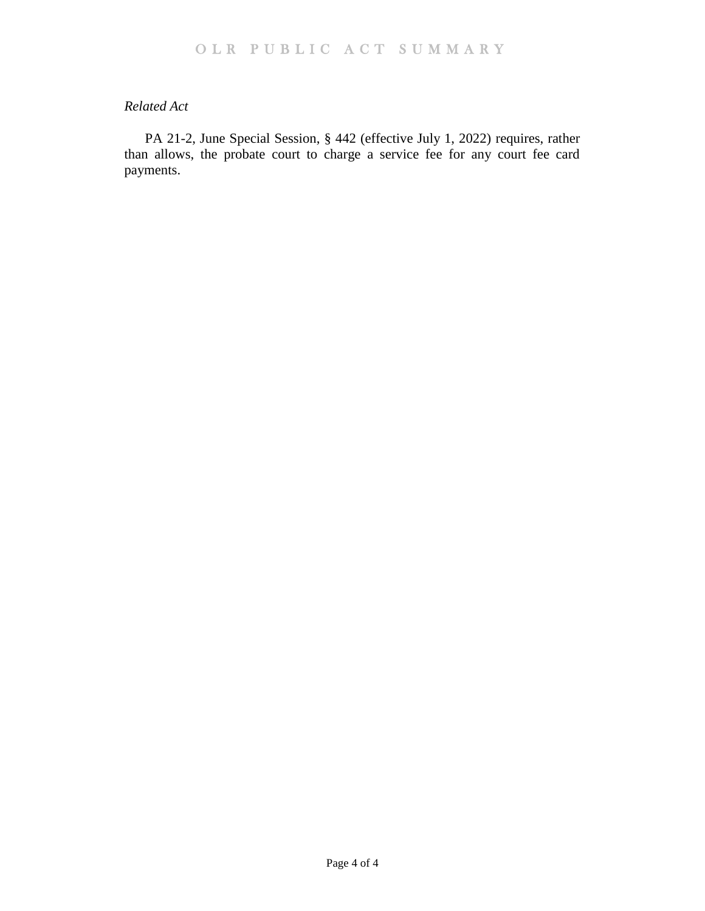*Related Act*

PA 21-2, June Special Session, § 442 (effective July 1, 2022) requires, rather than allows, the probate court to charge a service fee for any court fee card payments.